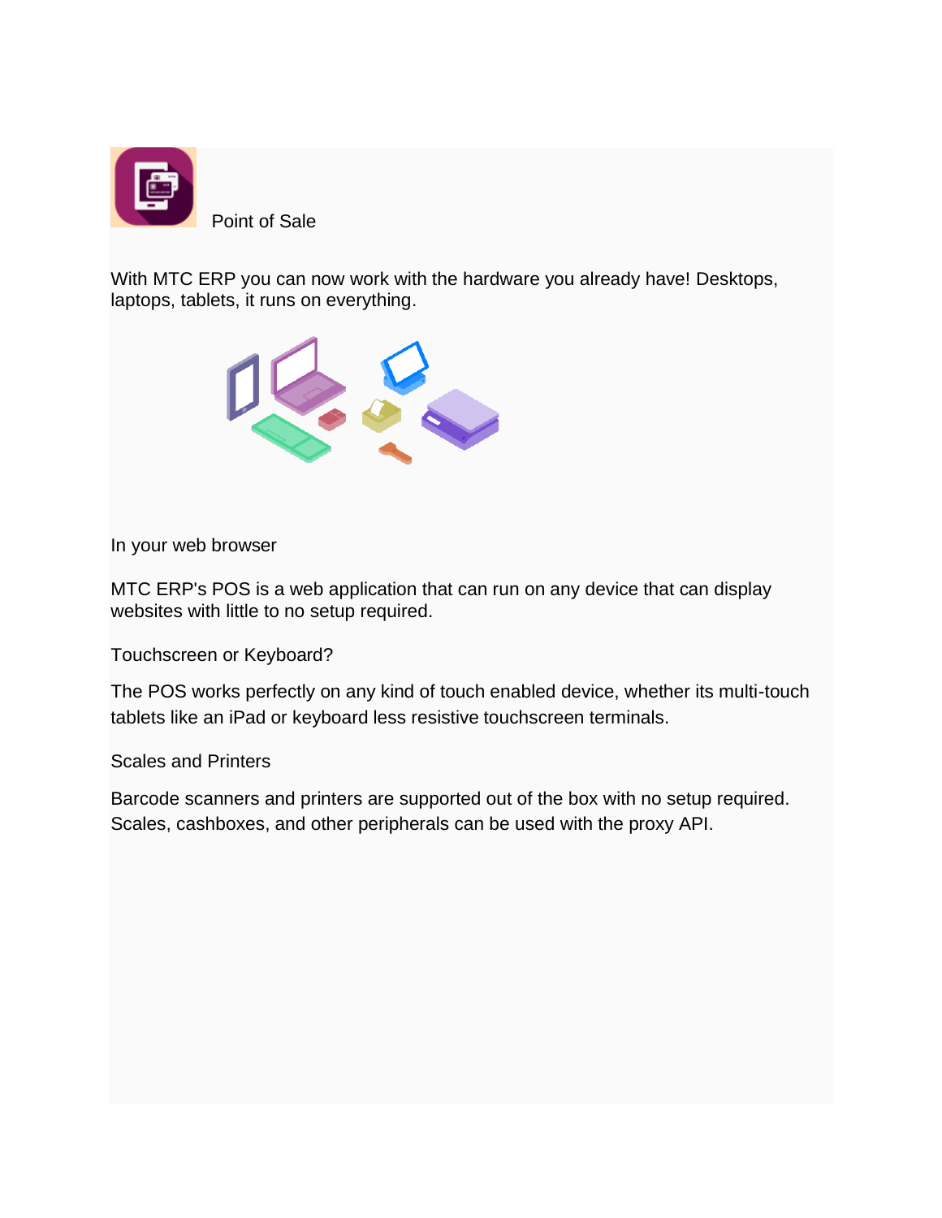# Point of Sale

With MTC ERP you can now work with the hardware you already have! Desktops, laptops, tablets, it runs on everything.

## In your web browser

MTC ERP's POS is a web application that can run on any device that can display websites with little to no setup required.

## Touchscreen or Keyboard?

The POS works perfectly on any kind of touch enabled device, whether its multi-touch tablets like an iPad or keyboard less resistive touchscreen terminals.

## Scales and Printers

Barcode scanners and printers are supported out of the box with no setup required. Scales, cashboxes, and other peripherals can be used with the proxy API.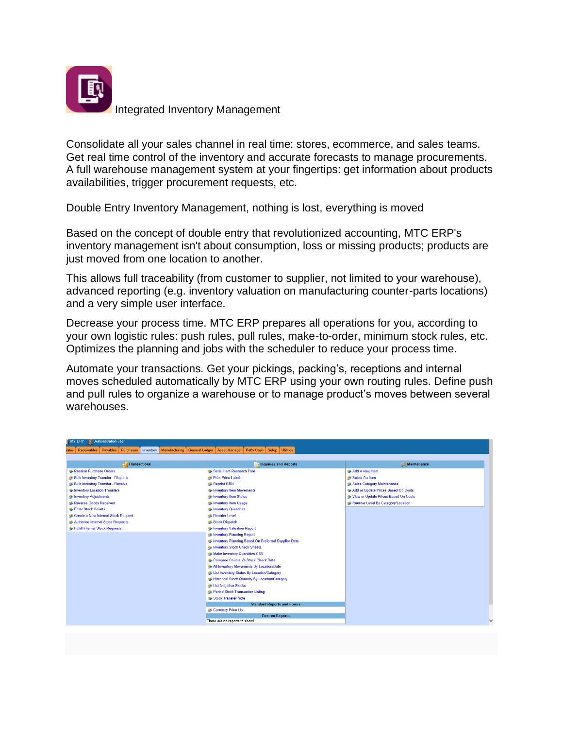Integrated Inventory Management

Consolidate all your sales channel in real time: stores, ecommerce, and sales teams. Get real time control of the inventory and accurate forecasts to manage procurements. A full warehouse management system at your fingertips: get information about products availabilities, trigger procurement requests, etc.

Double Entry Inventory Management, nothing is lost, everything is moved

Based on the concept of double entry that revolutionized accounting, MTC ERP's inventory management isn't about consumption, loss or missing products; products are just moved from one location to another.

This allows full traceability (from customer to supplier, not limited to your warehouse), advanced reporting (e.g. inventory valuation on manufacturing counter-parts locations) and a very simple user interface.

Decrease your process time. MTC ERP prepares all operations for you, according to your own logistic rules: push rules, pull rules, make-to-order, minimum stock rules, etc. Optimizes the planning and jobs with the scheduler to reduce your process time.

Automate your transactions. Get your pickings, packing's, receptions and internal moves scheduled automatically by MTC ERP using your own routing rules. Define push and pull rules to organize a warehouse or to manage product's moves between several warehouses.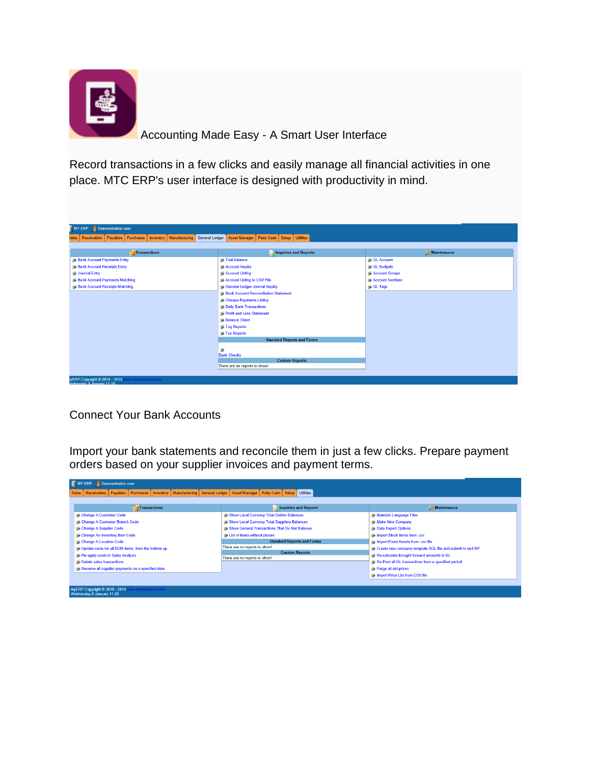Accounting Made Easy - A Smart User Interface

Record transactions in a few clicks and easily manage all financial activities in one place. MTC ERP's user interface is designed with productivity in mind.

Connect Your Bank Accounts

Import your bank statements and reconcile them in just a few clicks. Prepare payment orders based on your supplier invoices and payment terms.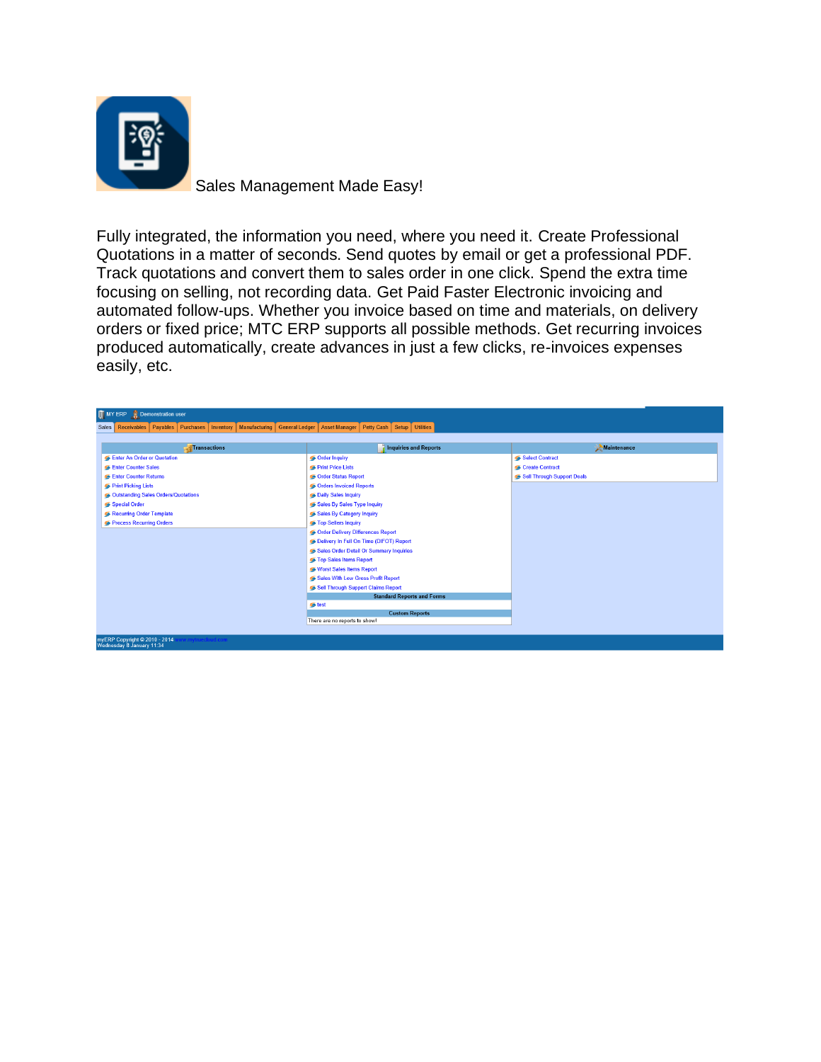Sales Management Made Easy!

Fully integrated, the information you need, where you need it. Create Professional Quotations in a matter of seconds. Send quotes by email or get a professional PDF. Track quotations and convert them to sales order in one click. Spend the extra time focusing on selling, not recording data. Get Paid Faster Electronic invoicing and automated follow-ups. Whether you invoice based on time and materials, on delivery orders or fixed price; MTC ERP supports all possible methods. Get recurring invoices produced automatically, create advances in just a few clicks, re-invoices expenses easily, etc.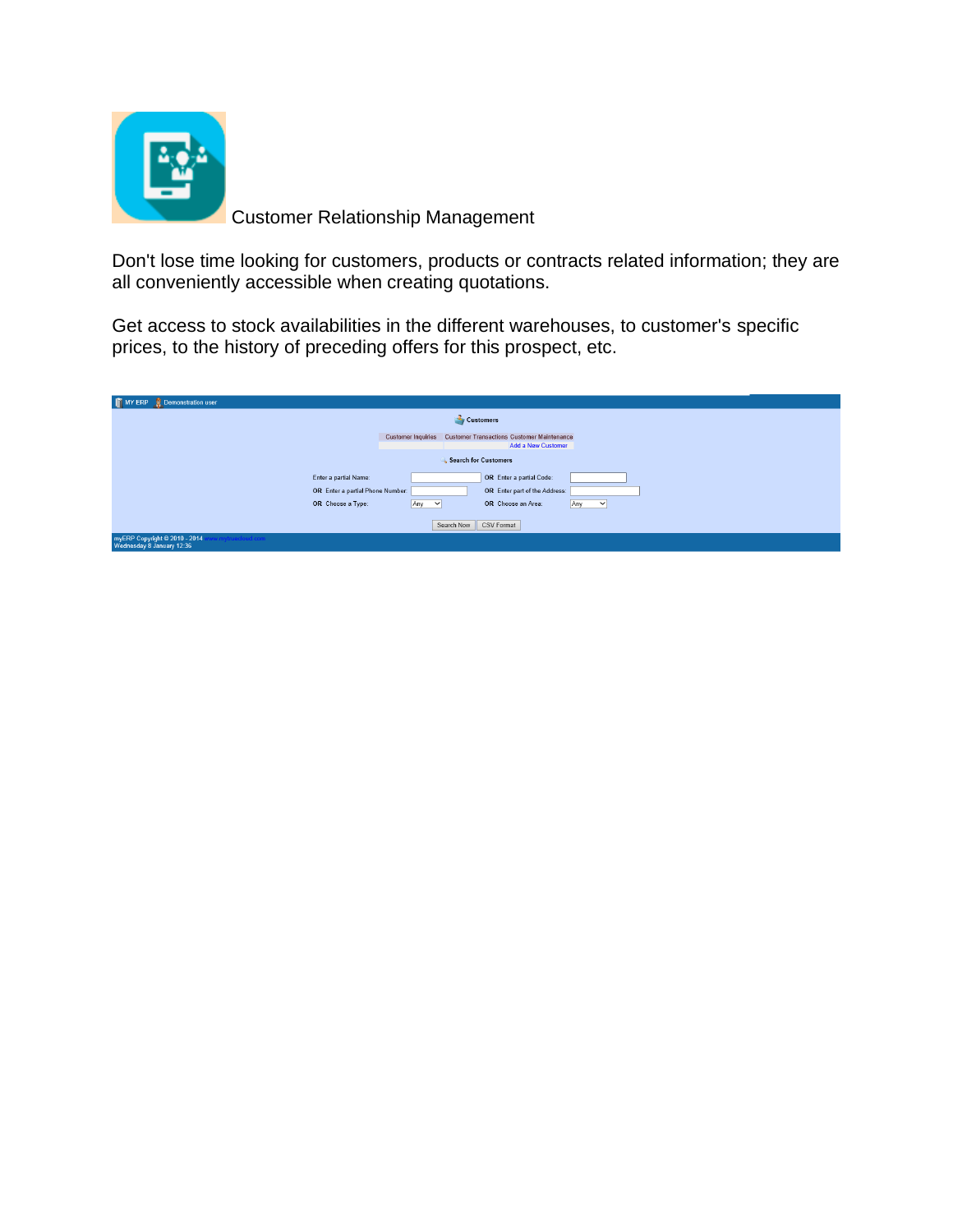Customer Relationship Management

Don't lose time looking for customers, products or contracts related information; they are all conveniently accessible when creating quotations.

Get access to stock availabilities in the different warehouses, to customer's specific prices, to the history of preceding offers for this prospect, etc.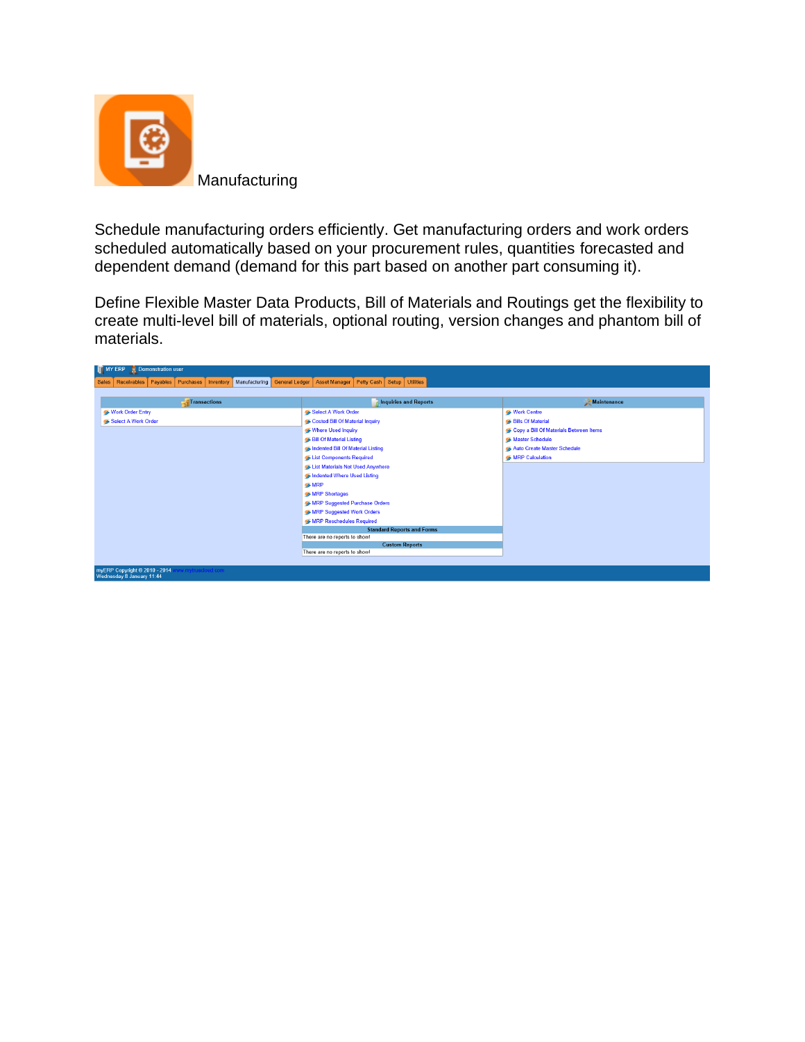# Manufacturing

Schedule manufacturing orders efficiently. Get manufacturing orders and work orders scheduled automatically based on your procurement rules, quantities forecasted and dependent demand (demand for this part based on another part consuming it).

Define Flexible Master Data Products, Bill of Materials and Routings get the flexibility to create multi-level bill of materials, optional routing, version changes and phantom bill of materials.

MY ERP | Demonstration user

Sales | Receivables | Payables | Purchases | Inventory | Manufacturing | General Ledger | Asset Manager | Petty Cash | Setup | Utilities

| Transactions | Inquiries and Reports | Maintenance |
| --- | --- | --- |
| Work Order Entry | Select A Work Order | Work Centre |
| Select A Work Order | Costed Bill Of Material Inquiry | Bills Of Material |
| | Where Used Inquiry | Copy a Bill Of Materials Between Items |
| | Bill Of Material Listing | Master Schedule |
| | Indented Bill Of Material Listing | Auto Create Master Schedule |
| | List Components Required | MRP Calculation |
| | List Materials Not Used Anywhere | |
| | Indented Where Used Listing | |
| | MRP | |
| | MRP Shortages | |
| | MRP Suggested Purchase Orders | |
| | MRP Suggested Work Orders | |
| | MRP Reschedules Required | |
| | **Standard Reports and Forms** | |
| | There are no reports to show! | |
| | **Custom Reports** | |
| | There are no reports to show! | |

myERP Copyright © 2010 - 2014 www.mytrueblood.com
Wednesday 8 January 11:44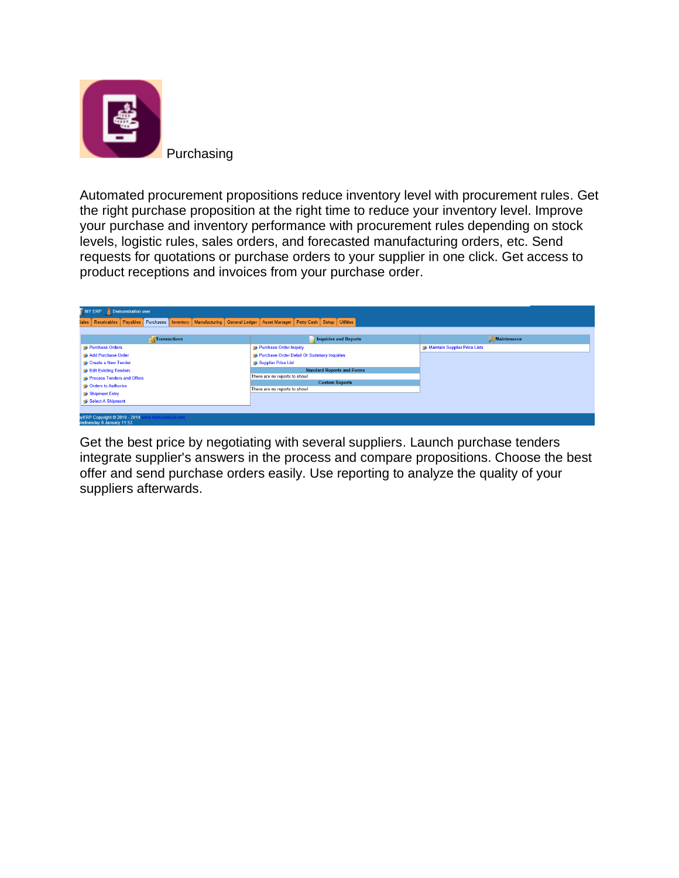Purchasing

Automated procurement propositions reduce inventory level with procurement rules. Get the right purchase proposition at the right time to reduce your inventory level. Improve your purchase and inventory performance with procurement rules depending on stock levels, logistic rules, sales orders, and forecasted manufacturing orders, etc. Send requests for quotations or purchase orders to your supplier in one click. Get access to product receptions and invoices from your purchase order.

Get the best price by negotiating with several suppliers. Launch purchase tenders integrate supplier's answers in the process and compare propositions. Choose the best offer and send purchase orders easily. Use reporting to analyze the quality of your suppliers afterwards.